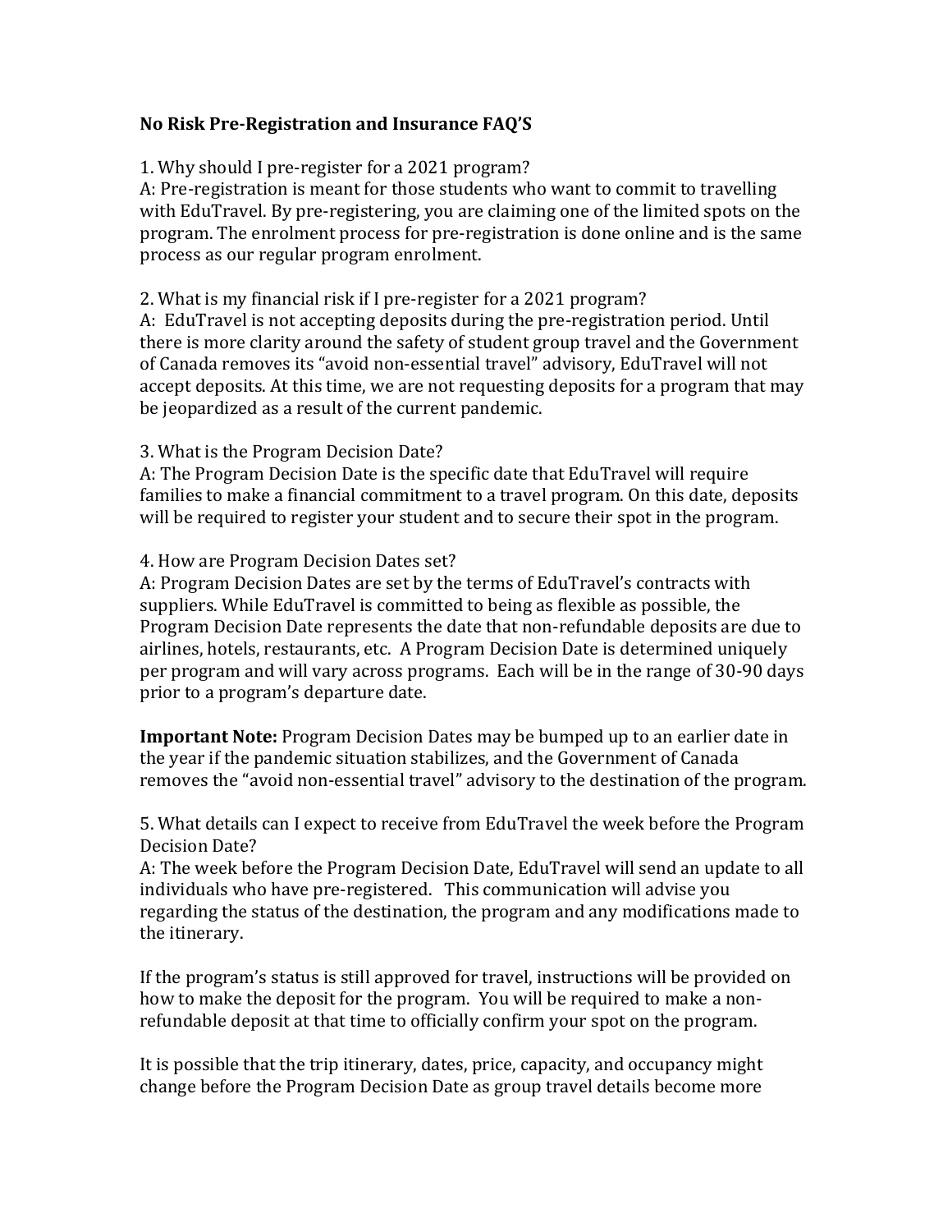**No Risk Pre-Registration and Insurance FAQ'S**

1. Why should I pre-register for a 2021 program?
A: Pre-registration is meant for those students who want to commit to travelling with EduTravel. By pre-registering, you are claiming one of the limited spots on the program. The enrolment process for pre-registration is done online and is the same process as our regular program enrolment.

2. What is my financial risk if I pre-register for a 2021 program?
A: EduTravel is not accepting deposits during the pre-registration period. Until there is more clarity around the safety of student group travel and the Government of Canada removes its "avoid non-essential travel" advisory, EduTravel will not accept deposits. At this time, we are not requesting deposits for a program that may be jeopardized as a result of the current pandemic.

3. What is the Program Decision Date?
A: The Program Decision Date is the specific date that EduTravel will require families to make a financial commitment to a travel program. On this date, deposits will be required to register your student and to secure their spot in the program.

4. How are Program Decision Dates set?
A: Program Decision Dates are set by the terms of EduTravel's contracts with suppliers. While EduTravel is committed to being as flexible as possible, the Program Decision Date represents the date that non-refundable deposits are due to airlines, hotels, restaurants, etc. A Program Decision Date is determined uniquely per program and will vary across programs. Each will be in the range of 30-90 days prior to a program's departure date.

**Important Note:** Program Decision Dates may be bumped up to an earlier date in the year if the pandemic situation stabilizes, and the Government of Canada removes the "avoid non-essential travel" advisory to the destination of the program.

5. What details can I expect to receive from EduTravel the week before the Program Decision Date?
A: The week before the Program Decision Date, EduTravel will send an update to all individuals who have pre-registered. This communication will advise you regarding the status of the destination, the program and any modifications made to the itinerary.

If the program's status is still approved for travel, instructions will be provided on how to make the deposit for the program. You will be required to make a non-refundable deposit at that time to officially confirm your spot on the program.

It is possible that the trip itinerary, dates, price, capacity, and occupancy might change before the Program Decision Date as group travel details become more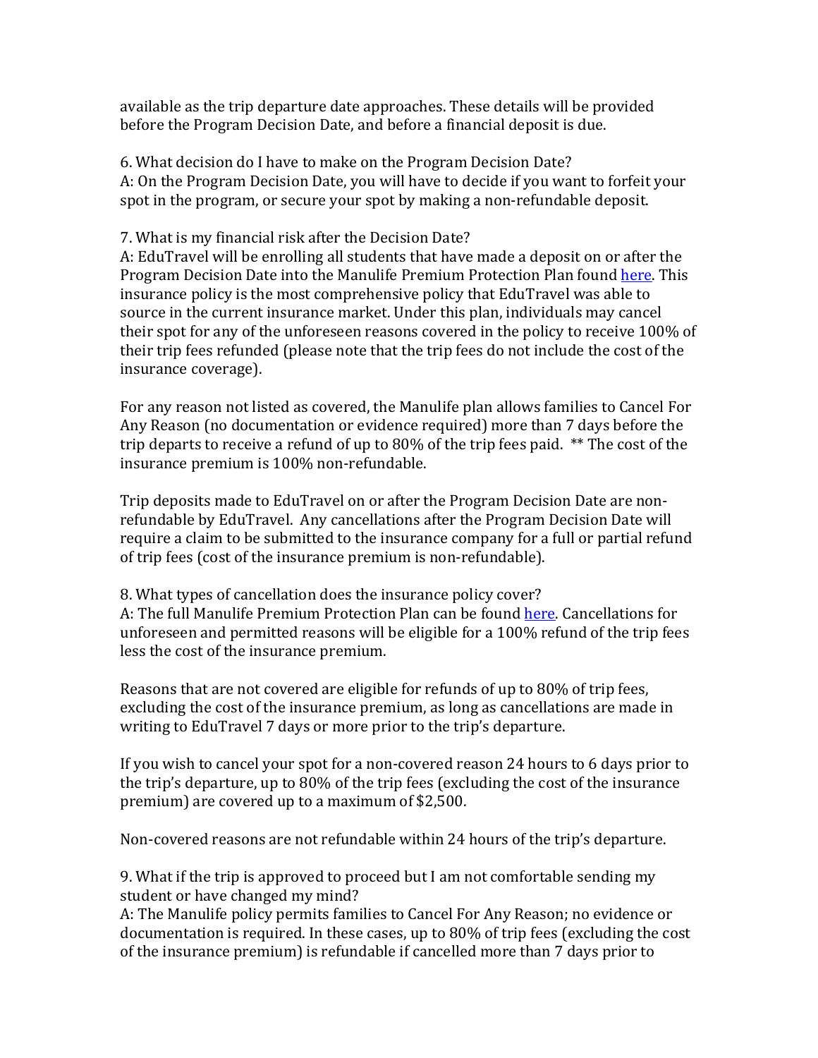available as the trip departure date approaches. These details will be provided before the Program Decision Date, and before a financial deposit is due.

6. What decision do I have to make on the Program Decision Date?
A: On the Program Decision Date, you will have to decide if you want to forfeit your spot in the program, or secure your spot by making a non-refundable deposit.

7. What is my financial risk after the Decision Date?
A: EduTravel will be enrolling all students that have made a deposit on or after the Program Decision Date into the Manulife Premium Protection Plan found here. This insurance policy is the most comprehensive policy that EduTravel was able to source in the current insurance market. Under this plan, individuals may cancel their spot for any of the unforeseen reasons covered in the policy to receive 100% of their trip fees refunded (please note that the trip fees do not include the cost of the insurance coverage).

For any reason not listed as covered, the Manulife plan allows families to Cancel For Any Reason (no documentation or evidence required) more than 7 days before the trip departs to receive a refund of up to 80% of the trip fees paid. ** The cost of the insurance premium is 100% non-refundable.

Trip deposits made to EduTravel on or after the Program Decision Date are non-refundable by EduTravel. Any cancellations after the Program Decision Date will require a claim to be submitted to the insurance company for a full or partial refund of trip fees (cost of the insurance premium is non-refundable).

8. What types of cancellation does the insurance policy cover?
A: The full Manulife Premium Protection Plan can be found here. Cancellations for unforeseen and permitted reasons will be eligible for a 100% refund of the trip fees less the cost of the insurance premium.

Reasons that are not covered are eligible for refunds of up to 80% of trip fees, excluding the cost of the insurance premium, as long as cancellations are made in writing to EduTravel 7 days or more prior to the trip's departure.

If you wish to cancel your spot for a non-covered reason 24 hours to 6 days prior to the trip's departure, up to 80% of the trip fees (excluding the cost of the insurance premium) are covered up to a maximum of $2,500.

Non-covered reasons are not refundable within 24 hours of the trip's departure.

9. What if the trip is approved to proceed but I am not comfortable sending my student or have changed my mind?
A: The Manulife policy permits families to Cancel For Any Reason; no evidence or documentation is required. In these cases, up to 80% of trip fees (excluding the cost of the insurance premium) is refundable if cancelled more than 7 days prior to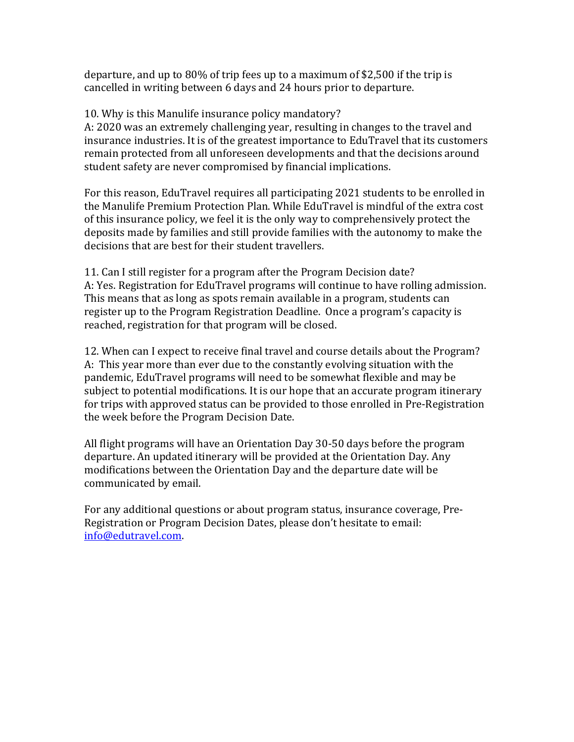departure, and up to 80% of trip fees up to a maximum of $2,500 if the trip is cancelled in writing between 6 days and 24 hours prior to departure.

10. Why is this Manulife insurance policy mandatory?
A: 2020 was an extremely challenging year, resulting in changes to the travel and insurance industries. It is of the greatest importance to EduTravel that its customers remain protected from all unforeseen developments and that the decisions around student safety are never compromised by financial implications.

For this reason, EduTravel requires all participating 2021 students to be enrolled in the Manulife Premium Protection Plan. While EduTravel is mindful of the extra cost of this insurance policy, we feel it is the only way to comprehensively protect the deposits made by families and still provide families with the autonomy to make the decisions that are best for their student travellers.

11. Can I still register for a program after the Program Decision date?
A: Yes. Registration for EduTravel programs will continue to have rolling admission. This means that as long as spots remain available in a program, students can register up to the Program Registration Deadline. Once a program's capacity is reached, registration for that program will be closed.

12. When can I expect to receive final travel and course details about the Program?
A: This year more than ever due to the constantly evolving situation with the pandemic, EduTravel programs will need to be somewhat flexible and may be subject to potential modifications. It is our hope that an accurate program itinerary for trips with approved status can be provided to those enrolled in Pre-Registration the week before the Program Decision Date.

All flight programs will have an Orientation Day 30-50 days before the program departure. An updated itinerary will be provided at the Orientation Day. Any modifications between the Orientation Day and the departure date will be communicated by email.

For any additional questions or about program status, insurance coverage, Pre-Registration or Program Decision Dates, please don't hesitate to email: [info@edutravel.com](mailto:info@edutravel.com).